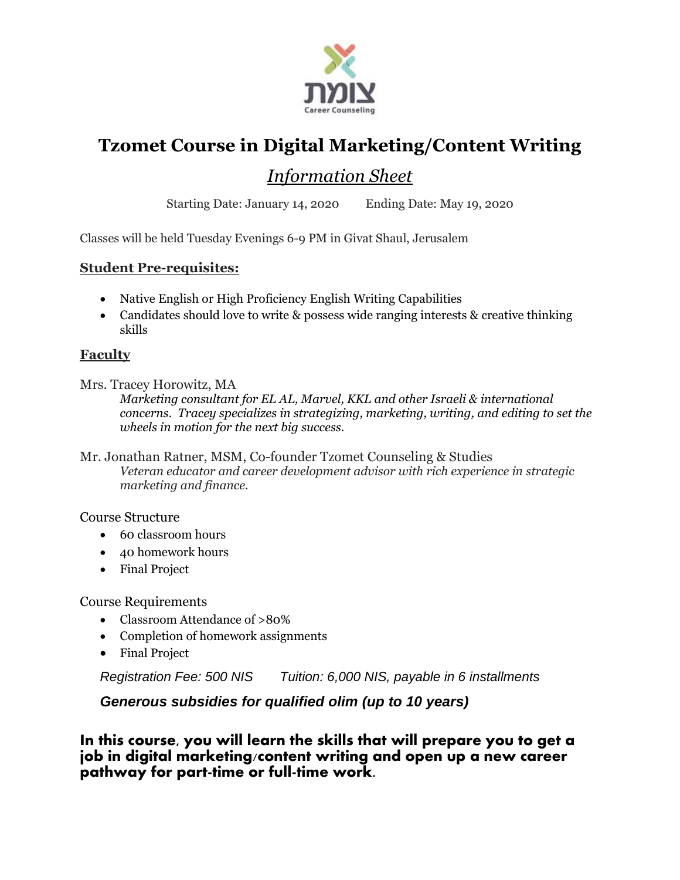צומת

Career Counseling

# Tzomet Course in Digital Marketing/Content Writing

## *Information Sheet*

Starting Date: January 14, 2020    Ending Date: May 19, 2020

Classes will be held Tuesday Evenings 6-9 PM in Givat Shaul, Jerusalem

**Student Pre-requisites:**

- Native English or High Proficiency English Writing Capabilities
- Candidates should love to write & possess wide ranging interests & creative thinking skills

**Faculty**

Mrs. Tracey Horowitz, MA
*Marketing consultant for EL AL, Marvel, KKL and other Israeli & international concerns. Tracey specializes in strategizing, marketing, writing, and editing to set the wheels in motion for the next big success.*

Mr. Jonathan Ratner, MSM, Co-founder Tzomet Counseling & Studies
*Veteran educator and career development advisor with rich experience in strategic marketing and finance.*

Course Structure

- 60 classroom hours
- 40 homework hours
- Final Project

Course Requirements

- Classroom Attendance of >80%
- Completion of homework assignments
- Final Project

*Registration Fee: 500 NIS    Tuition: 6,000 NIS, payable in 6 installments*

***Generous subsidies for qualified olim (up to 10 years)***

**In this course, you will learn the skills that will prepare you to get a job in digital marketing/content writing and open up a new career pathway for part-time or full-time work.**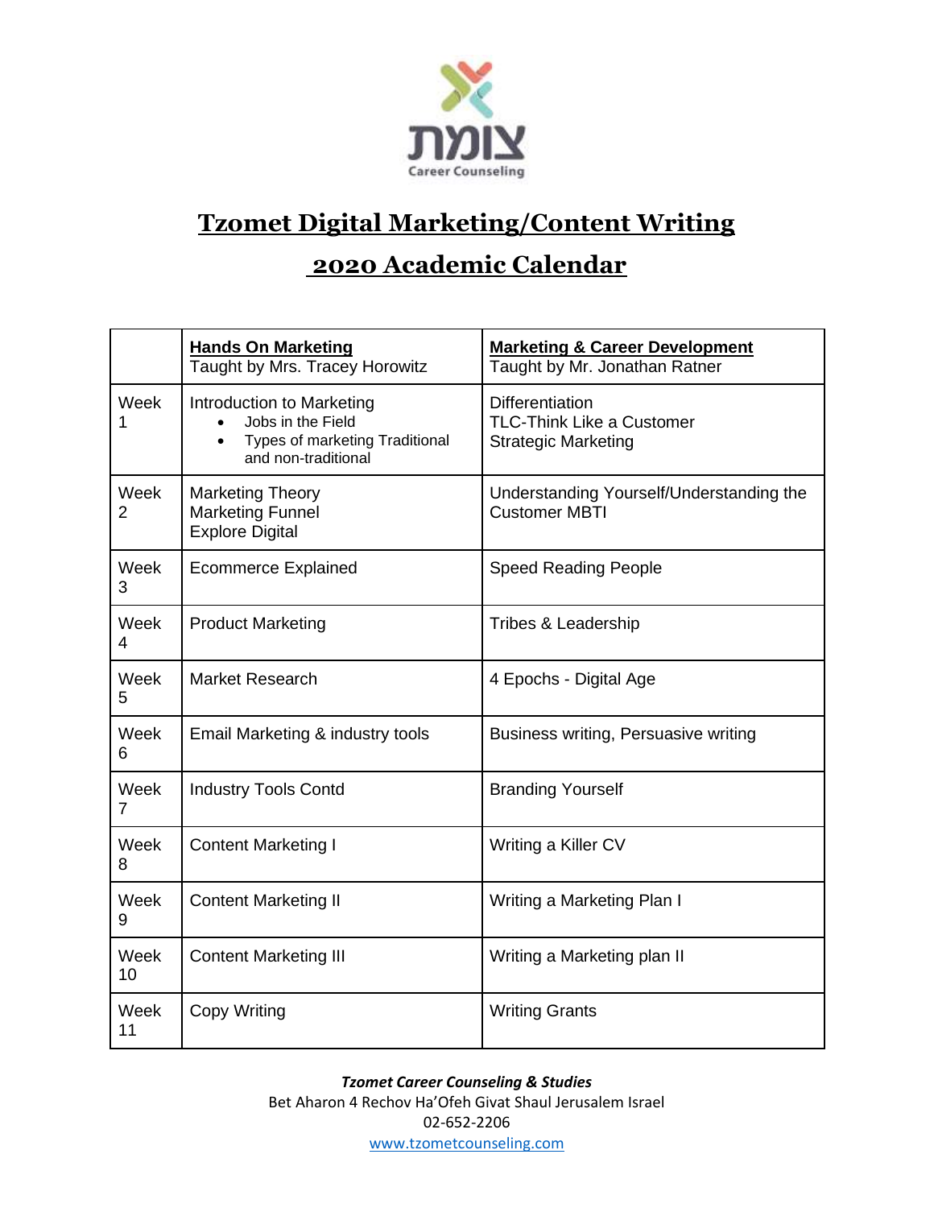צומת
Career Counseling

# Tzomet Digital Marketing/Content Writing

# 2020 Academic Calendar

| | **Hands On Marketing**<br>Taught by Mrs. Tracey Horowitz | **Marketing & Career Development**<br>Taught by Mr. Jonathan Ratner |
|---|---|---|
| Week 1 | Introduction to Marketing<br>• Jobs in the Field<br>• Types of marketing Traditional and non-traditional | Differentiation<br>TLC-Think Like a Customer<br>Strategic Marketing |
| Week 2 | Marketing Theory<br>Marketing Funnel<br>Explore Digital | Understanding Yourself/Understanding the Customer MBTI |
| Week 3 | Ecommerce Explained | Speed Reading People |
| Week 4 | Product Marketing | Tribes & Leadership |
| Week 5 | Market Research | 4 Epochs - Digital Age |
| Week 6 | Email Marketing & industry tools | Business writing, Persuasive writing |
| Week 7 | Industry Tools Contd | Branding Yourself |
| Week 8 | Content Marketing I | Writing a Killer CV |
| Week 9 | Content Marketing II | Writing a Marketing Plan I |
| Week 10 | Content Marketing III | Writing a Marketing plan II |
| Week 11 | Copy Writing | Writing Grants |

***Tzomet Career Counseling & Studies***
Bet Aharon 4 Rechov Ha'Ofeh Givat Shaul Jerusalem Israel
02-652-2206
www.tzometcounseling.com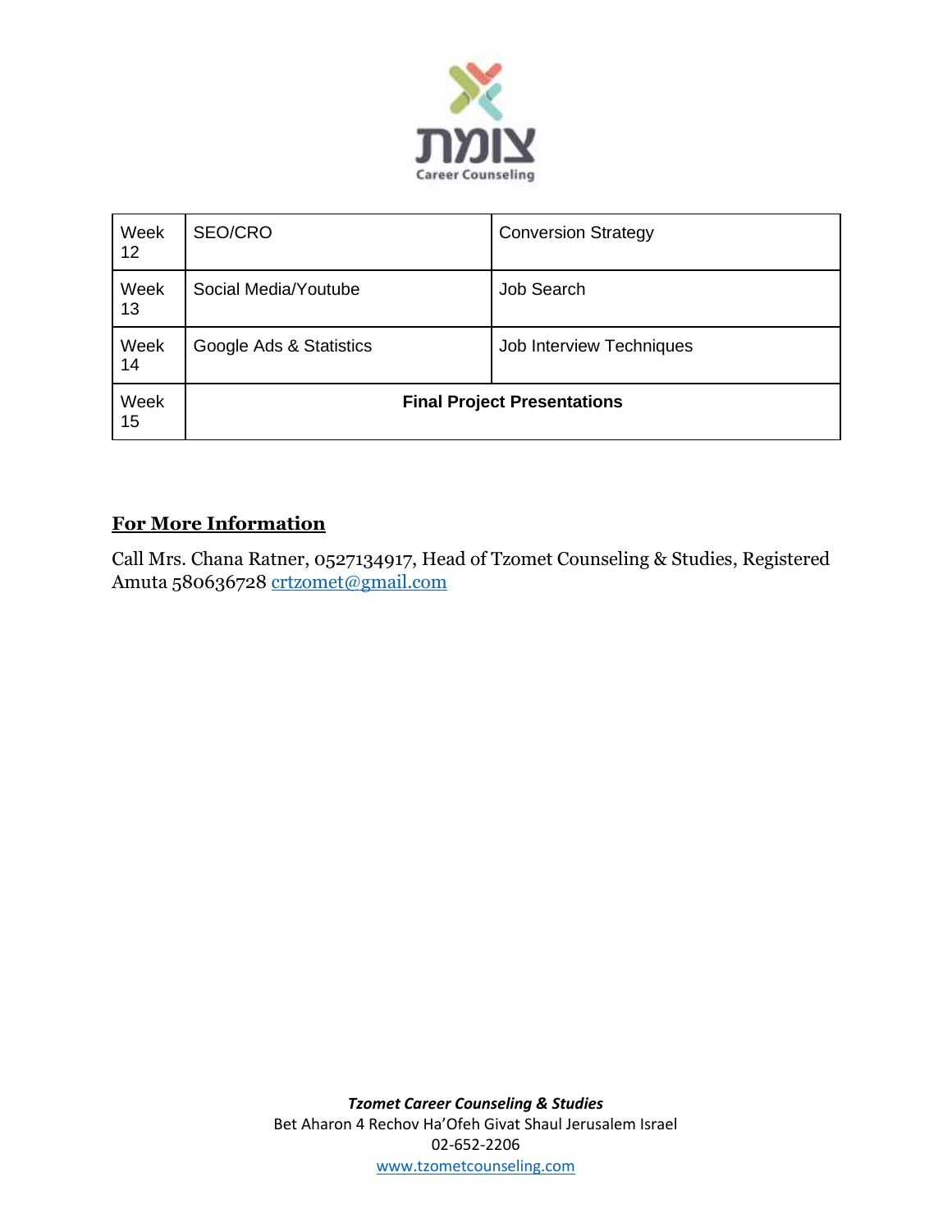| | | |
|---|---|---|
| Week 12 | SEO/CRO | Conversion Strategy |
| Week 13 | Social Media/Youtube | Job Search |
| Week 14 | Google Ads & Statistics | Job Interview Techniques |
| Week 15 | **Final Project Presentations** | |

## For More Information

Call Mrs. Chana Ratner, 0527134917, Head of Tzomet Counseling & Studies, Registered Amuta 580636728 crtzomet@gmail.com

***Tzomet Career Counseling & Studies***
Bet Aharon 4 Rechov Ha'Ofeh Givat Shaul Jerusalem Israel
02-652-2206
www.tzometcounseling.com